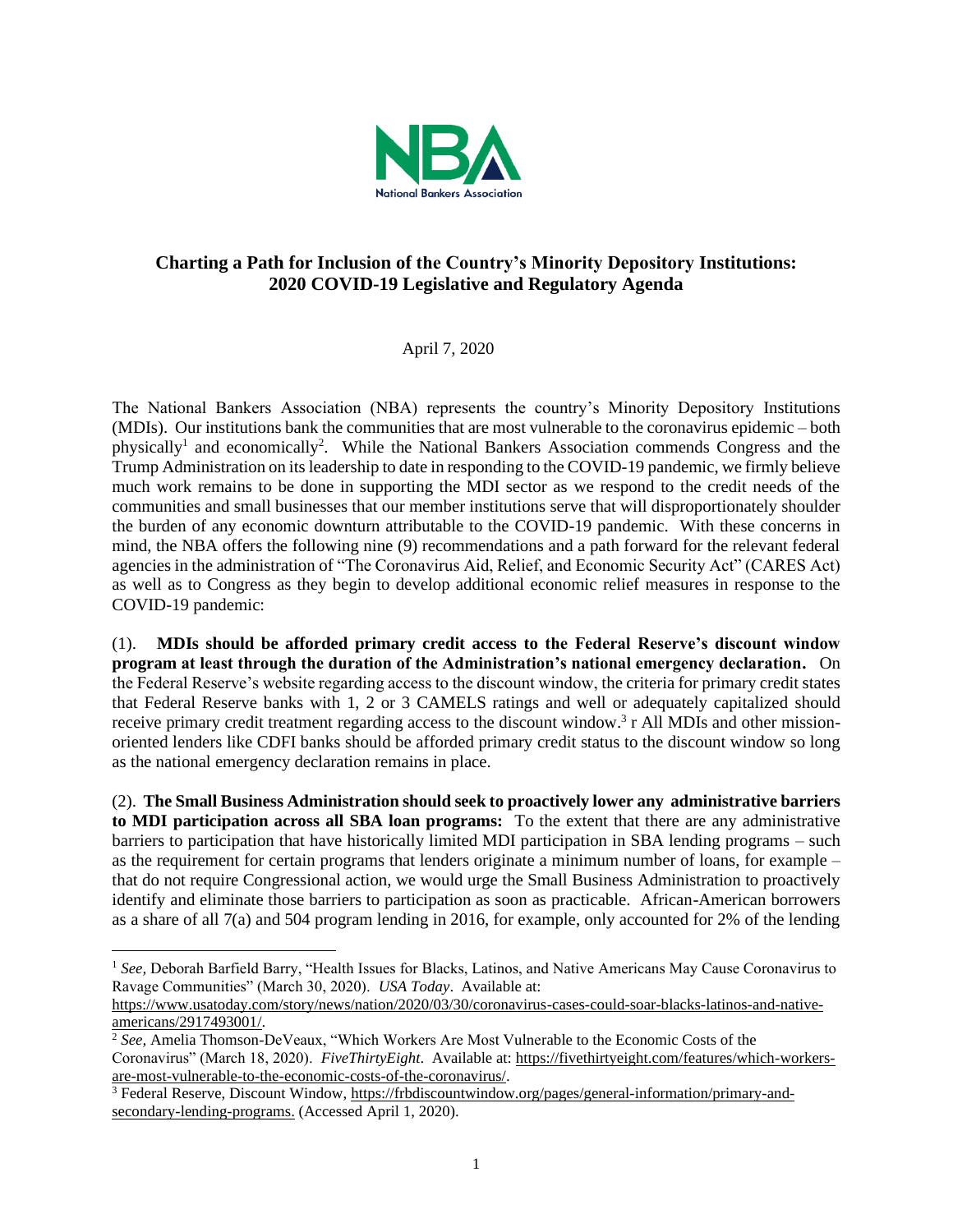NBA
National Bankers Association

## Charting a Path for Inclusion of the Country's Minority Depository Institutions: 2020 COVID-19 Legislative and Regulatory Agenda

April 7, 2020

The National Bankers Association (NBA) represents the country's Minority Depository Institutions (MDIs). Our institutions bank the communities that are most vulnerable to the coronavirus epidemic – both physically[1] and economically[2]. While the National Bankers Association commends Congress and the Trump Administration on its leadership to date in responding to the COVID-19 pandemic, we firmly believe much work remains to be done in supporting the MDI sector as we respond to the credit needs of the communities and small businesses that our member institutions serve that will disproportionately shoulder the burden of any economic downturn attributable to the COVID-19 pandemic. With these concerns in mind, the NBA offers the following nine (9) recommendations and a path forward for the relevant federal agencies in the administration of "The Coronavirus Aid, Relief, and Economic Security Act" (CARES Act) as well as to Congress as they begin to develop additional economic relief measures in response to the COVID-19 pandemic:

(1). **MDIs should be afforded primary credit access to the Federal Reserve's discount window program at least through the duration of the Administration's national emergency declaration.** On the Federal Reserve's website regarding access to the discount window, the criteria for primary credit states that Federal Reserve banks with 1, 2 or 3 CAMELS ratings and well or adequately capitalized should receive primary credit treatment regarding access to the discount window.[3] r All MDIs and other mission-oriented lenders like CDFI banks should be afforded primary credit status to the discount window so long as the national emergency declaration remains in place.

(2). **The Small Business Administration should seek to proactively lower any administrative barriers to MDI participation across all SBA loan programs:** To the extent that there are any administrative barriers to participation that have historically limited MDI participation in SBA lending programs – such as the requirement for certain programs that lenders originate a minimum number of loans, for example – that do not require Congressional action, we would urge the Small Business Administration to proactively identify and eliminate those barriers to participation as soon as practicable. African-American borrowers as a share of all 7(a) and 504 program lending in 2016, for example, only accounted for 2% of the lending

---

[1] *See,* Deborah Barfield Barry, "Health Issues for Blacks, Latinos, and Native Americans May Cause Coronavirus to Ravage Communities" (March 30, 2020). *USA Today*. Available at: https://www.usatoday.com/story/news/nation/2020/03/30/coronavirus-cases-could-soar-blacks-latinos-and-native-americans/2917493001/.

[2] *See,* Amelia Thomson-DeVeaux, "Which Workers Are Most Vulnerable to the Economic Costs of the Coronavirus" (March 18, 2020). *FiveThirtyEight*. Available at: https://fivethirtyeight.com/features/which-workers-are-most-vulnerable-to-the-economic-costs-of-the-coronavirus/.

[3] Federal Reserve, Discount Window, https://frbdiscountwindow.org/pages/general-information/primary-and-secondary-lending-programs. (Accessed April 1, 2020).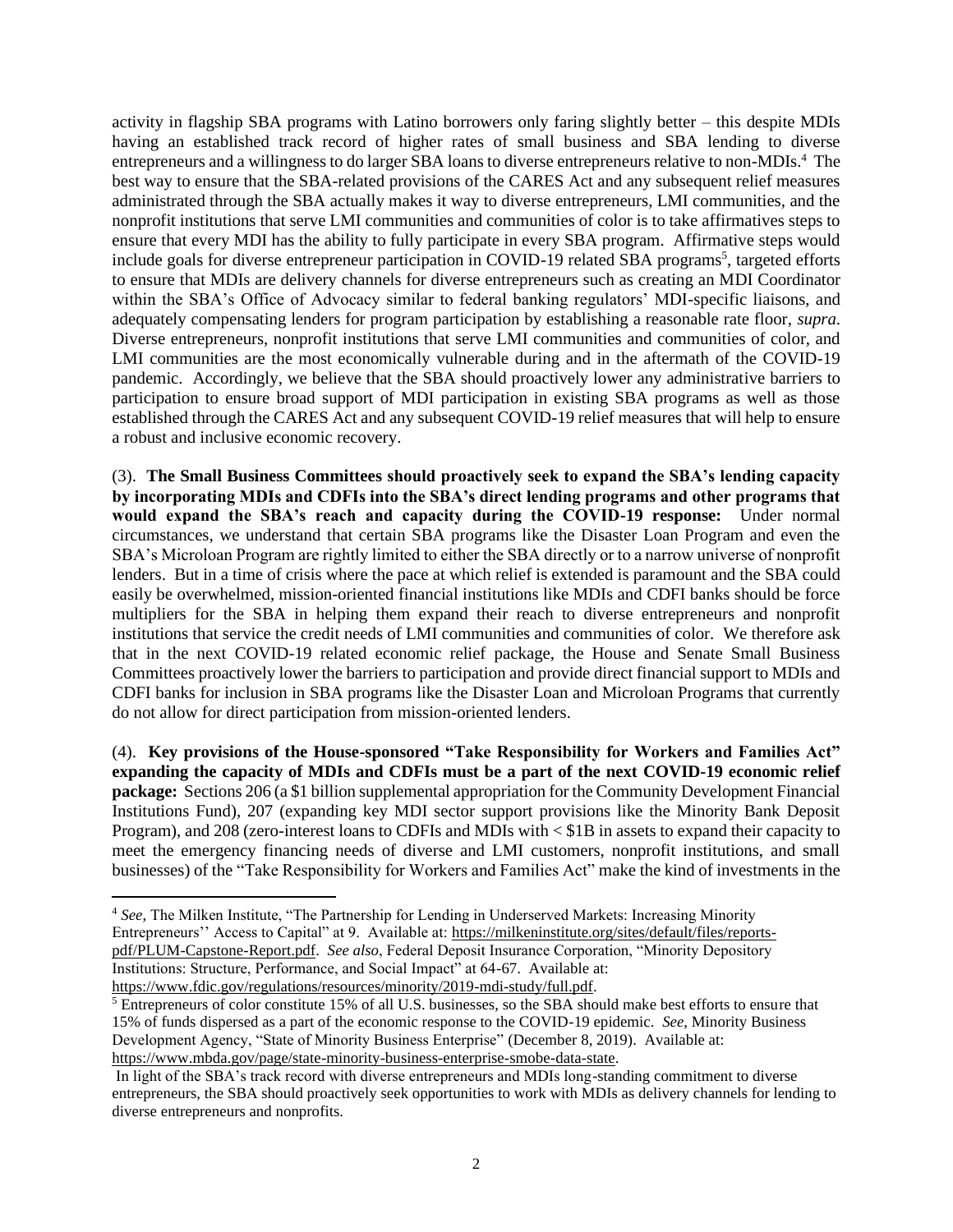activity in flagship SBA programs with Latino borrowers only faring slightly better – this despite MDIs having an established track record of higher rates of small business and SBA lending to diverse entrepreneurs and a willingness to do larger SBA loans to diverse entrepreneurs relative to non-MDIs.[4] The best way to ensure that the SBA-related provisions of the CARES Act and any subsequent relief measures administrated through the SBA actually makes it way to diverse entrepreneurs, LMI communities, and the nonprofit institutions that serve LMI communities and communities of color is to take affirmatives steps to ensure that every MDI has the ability to fully participate in every SBA program. Affirmative steps would include goals for diverse entrepreneur participation in COVID-19 related SBA programs[5], targeted efforts to ensure that MDIs are delivery channels for diverse entrepreneurs such as creating an MDI Coordinator within the SBA's Office of Advocacy similar to federal banking regulators' MDI-specific liaisons, and adequately compensating lenders for program participation by establishing a reasonable rate floor, *supra*. Diverse entrepreneurs, nonprofit institutions that serve LMI communities and communities of color, and LMI communities are the most economically vulnerable during and in the aftermath of the COVID-19 pandemic. Accordingly, we believe that the SBA should proactively lower any administrative barriers to participation to ensure broad support of MDI participation in existing SBA programs as well as those established through the CARES Act and any subsequent COVID-19 relief measures that will help to ensure a robust and inclusive economic recovery.

(3). **The Small Business Committees should proactively seek to expand the SBA's lending capacity by incorporating MDIs and CDFIs into the SBA's direct lending programs and other programs that would expand the SBA's reach and capacity during the COVID-19 response:** Under normal circumstances, we understand that certain SBA programs like the Disaster Loan Program and even the SBA's Microloan Program are rightly limited to either the SBA directly or to a narrow universe of nonprofit lenders. But in a time of crisis where the pace at which relief is extended is paramount and the SBA could easily be overwhelmed, mission-oriented financial institutions like MDIs and CDFI banks should be force multipliers for the SBA in helping them expand their reach to diverse entrepreneurs and nonprofit institutions that service the credit needs of LMI communities and communities of color. We therefore ask that in the next COVID-19 related economic relief package, the House and Senate Small Business Committees proactively lower the barriers to participation and provide direct financial support to MDIs and CDFI banks for inclusion in SBA programs like the Disaster Loan and Microloan Programs that currently do not allow for direct participation from mission-oriented lenders.

(4). **Key provisions of the House-sponsored "Take Responsibility for Workers and Families Act" expanding the capacity of MDIs and CDFIs must be a part of the next COVID-19 economic relief package:** Sections 206 (a $1 billion supplemental appropriation for the Community Development Financial Institutions Fund), 207 (expanding key MDI sector support provisions like the Minority Bank Deposit Program), and 208 (zero-interest loans to CDFIs and MDIs with < $1B in assets to expand their capacity to meet the emergency financing needs of diverse and LMI customers, nonprofit institutions, and small businesses) of the "Take Responsibility for Workers and Families Act" make the kind of investments in the

---

[4] *See*, The Milken Institute, "The Partnership for Lending in Underserved Markets: Increasing Minority Entrepreneurs'' Access to Capital" at 9. Available at: https://milkeninstitute.org/sites/default/files/reports-pdf/PLUM-Capstone-Report.pdf. *See also*, Federal Deposit Insurance Corporation, "Minority Depository Institutions: Structure, Performance, and Social Impact" at 64-67. Available at: https://www.fdic.gov/regulations/resources/minority/2019-mdi-study/full.pdf.

[5] Entrepreneurs of color constitute 15% of all U.S. businesses, so the SBA should make best efforts to ensure that 15% of funds dispersed as a part of the economic response to the COVID-19 epidemic. *See*, Minority Business Development Agency, "State of Minority Business Enterprise" (December 8, 2019). Available at: https://www.mbda.gov/page/state-minority-business-enterprise-smobe-data-state.

In light of the SBA's track record with diverse entrepreneurs and MDIs long-standing commitment to diverse entrepreneurs, the SBA should proactively seek opportunities to work with MDIs as delivery channels for lending to diverse entrepreneurs and nonprofits.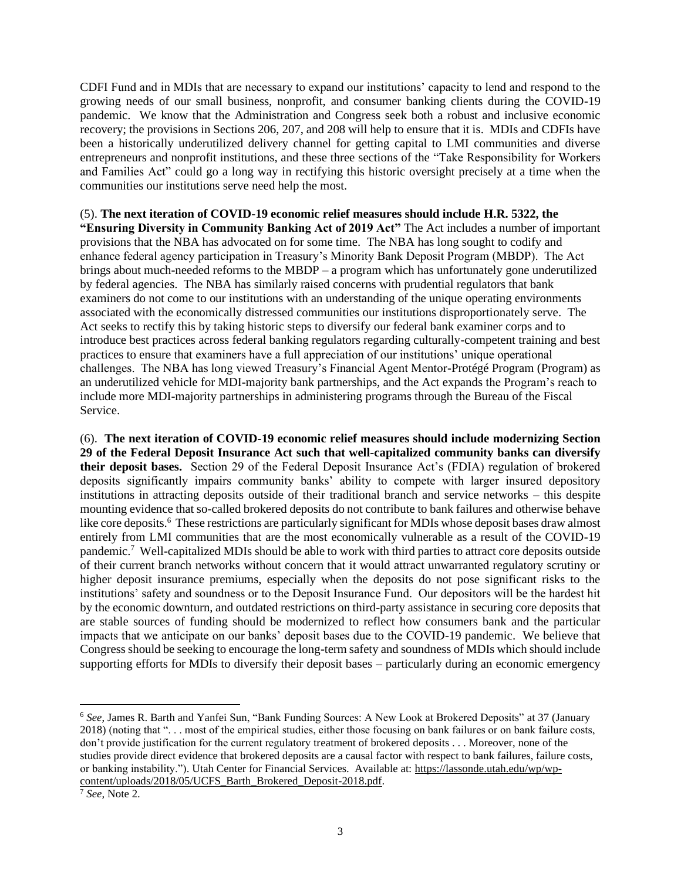CDFI Fund and in MDIs that are necessary to expand our institutions' capacity to lend and respond to the growing needs of our small business, nonprofit, and consumer banking clients during the COVID-19 pandemic. We know that the Administration and Congress seek both a robust and inclusive economic recovery; the provisions in Sections 206, 207, and 208 will help to ensure that it is. MDIs and CDFIs have been a historically underutilized delivery channel for getting capital to LMI communities and diverse entrepreneurs and nonprofit institutions, and these three sections of the "Take Responsibility for Workers and Families Act" could go a long way in rectifying this historic oversight precisely at a time when the communities our institutions serve need help the most.

(5). **The next iteration of COVID-19 economic relief measures should include H.R. 5322, the "Ensuring Diversity in Community Banking Act of 2019 Act"** The Act includes a number of important provisions that the NBA has advocated on for some time. The NBA has long sought to codify and enhance federal agency participation in Treasury's Minority Bank Deposit Program (MBDP). The Act brings about much-needed reforms to the MBDP – a program which has unfortunately gone underutilized by federal agencies. The NBA has similarly raised concerns with prudential regulators that bank examiners do not come to our institutions with an understanding of the unique operating environments associated with the economically distressed communities our institutions disproportionately serve. The Act seeks to rectify this by taking historic steps to diversify our federal bank examiner corps and to introduce best practices across federal banking regulators regarding culturally-competent training and best practices to ensure that examiners have a full appreciation of our institutions' unique operational challenges. The NBA has long viewed Treasury's Financial Agent Mentor-Protégé Program (Program) as an underutilized vehicle for MDI-majority bank partnerships, and the Act expands the Program's reach to include more MDI-majority partnerships in administering programs through the Bureau of the Fiscal Service.

(6). **The next iteration of COVID-19 economic relief measures should include modernizing Section 29 of the Federal Deposit Insurance Act such that well-capitalized community banks can diversify their deposit bases.** Section 29 of the Federal Deposit Insurance Act's (FDIA) regulation of brokered deposits significantly impairs community banks' ability to compete with larger insured depository institutions in attracting deposits outside of their traditional branch and service networks – this despite mounting evidence that so-called brokered deposits do not contribute to bank failures and otherwise behave like core deposits.[6] These restrictions are particularly significant for MDIs whose deposit bases draw almost entirely from LMI communities that are the most economically vulnerable as a result of the COVID-19 pandemic.[7] Well-capitalized MDIs should be able to work with third parties to attract core deposits outside of their current branch networks without concern that it would attract unwarranted regulatory scrutiny or higher deposit insurance premiums, especially when the deposits do not pose significant risks to the institutions' safety and soundness or to the Deposit Insurance Fund. Our depositors will be the hardest hit by the economic downturn, and outdated restrictions on third-party assistance in securing core deposits that are stable sources of funding should be modernized to reflect how consumers bank and the particular impacts that we anticipate on our banks' deposit bases due to the COVID-19 pandemic. We believe that Congress should be seeking to encourage the long-term safety and soundness of MDIs which should include supporting efforts for MDIs to diversify their deposit bases – particularly during an economic emergency

---

[6] *See*, James R. Barth and Yanfei Sun, "Bank Funding Sources: A New Look at Brokered Deposits" at 37 (January 2018) (noting that ". . . most of the empirical studies, either those focusing on bank failures or on bank failure costs, don't provide justification for the current regulatory treatment of brokered deposits . . . Moreover, none of the studies provide direct evidence that brokered deposits are a causal factor with respect to bank failures, failure costs, or banking instability."). Utah Center for Financial Services. Available at: https://lassonde.utah.edu/wp/wp-content/uploads/2018/05/UCFS_Barth_Brokered_Deposit-2018.pdf.

[7] *See,* Note 2.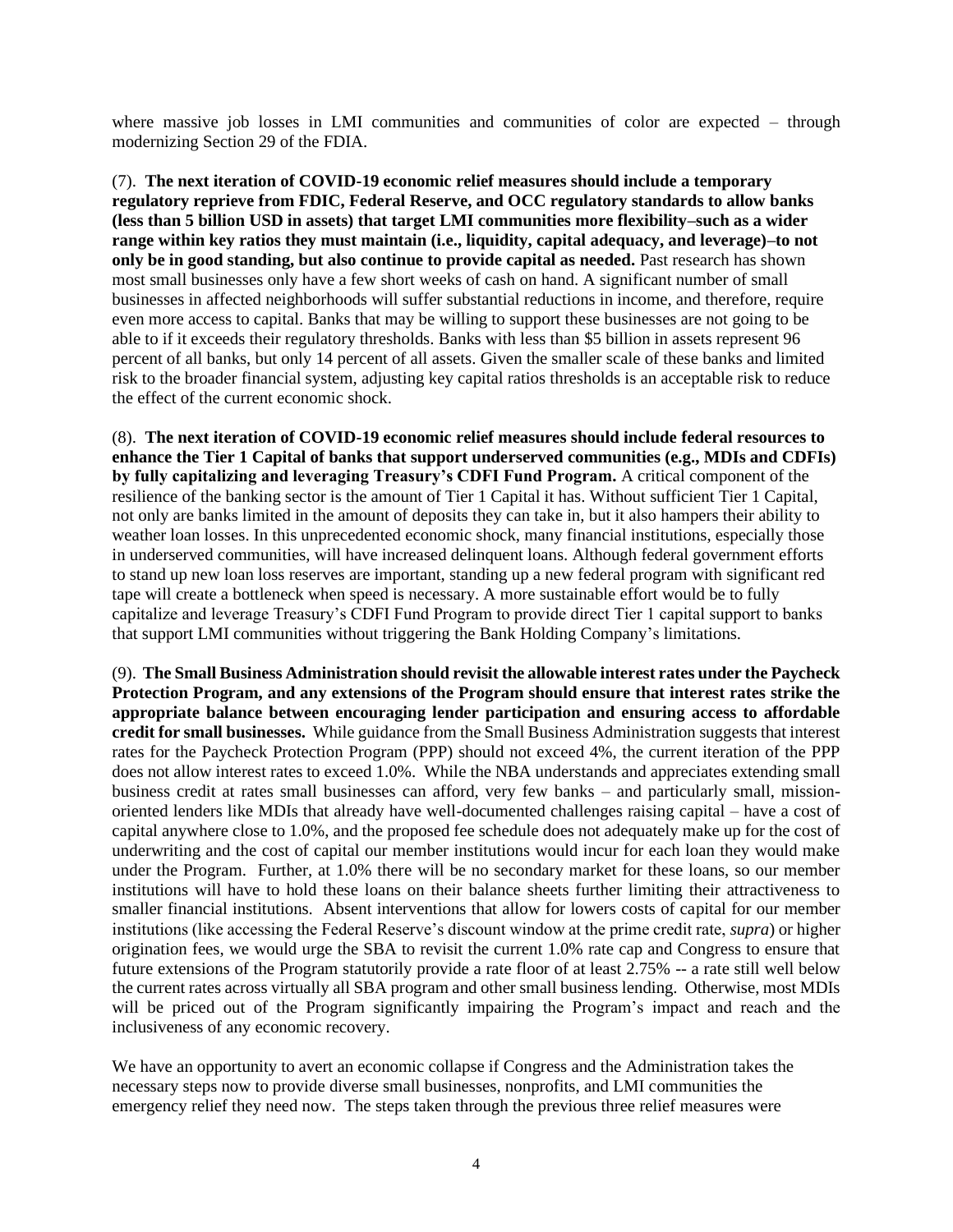where massive job losses in LMI communities and communities of color are expected – through modernizing Section 29 of the FDIA.

(7). **The next iteration of COVID-19 economic relief measures should include a temporary regulatory reprieve from FDIC, Federal Reserve, and OCC regulatory standards to allow banks (less than 5 billion USD in assets) that target LMI communities more flexibility–such as a wider range within key ratios they must maintain (i.e., liquidity, capital adequacy, and leverage)–to not only be in good standing, but also continue to provide capital as needed.** Past research has shown most small businesses only have a few short weeks of cash on hand. A significant number of small businesses in affected neighborhoods will suffer substantial reductions in income, and therefore, require even more access to capital. Banks that may be willing to support these businesses are not going to be able to if it exceeds their regulatory thresholds. Banks with less than $5 billion in assets represent 96 percent of all banks, but only 14 percent of all assets. Given the smaller scale of these banks and limited risk to the broader financial system, adjusting key capital ratios thresholds is an acceptable risk to reduce the effect of the current economic shock.

(8). **The next iteration of COVID-19 economic relief measures should include federal resources to enhance the Tier 1 Capital of banks that support underserved communities (e.g., MDIs and CDFIs) by fully capitalizing and leveraging Treasury's CDFI Fund Program.** A critical component of the resilience of the banking sector is the amount of Tier 1 Capital it has. Without sufficient Tier 1 Capital, not only are banks limited in the amount of deposits they can take in, but it also hampers their ability to weather loan losses. In this unprecedented economic shock, many financial institutions, especially those in underserved communities, will have increased delinquent loans. Although federal government efforts to stand up new loan loss reserves are important, standing up a new federal program with significant red tape will create a bottleneck when speed is necessary. A more sustainable effort would be to fully capitalize and leverage Treasury's CDFI Fund Program to provide direct Tier 1 capital support to banks that support LMI communities without triggering the Bank Holding Company's limitations.

(9). **The Small Business Administration should revisit the allowable interest rates under the Paycheck Protection Program, and any extensions of the Program should ensure that interest rates strike the appropriate balance between encouraging lender participation and ensuring access to affordable credit for small businesses.** While guidance from the Small Business Administration suggests that interest rates for the Paycheck Protection Program (PPP) should not exceed 4%, the current iteration of the PPP does not allow interest rates to exceed 1.0%. While the NBA understands and appreciates extending small business credit at rates small businesses can afford, very few banks – and particularly small, mission-oriented lenders like MDIs that already have well-documented challenges raising capital – have a cost of capital anywhere close to 1.0%, and the proposed fee schedule does not adequately make up for the cost of underwriting and the cost of capital our member institutions would incur for each loan they would make under the Program. Further, at 1.0% there will be no secondary market for these loans, so our member institutions will have to hold these loans on their balance sheets further limiting their attractiveness to smaller financial institutions. Absent interventions that allow for lowers costs of capital for our member institutions (like accessing the Federal Reserve's discount window at the prime credit rate, *supra*) or higher origination fees, we would urge the SBA to revisit the current 1.0% rate cap and Congress to ensure that future extensions of the Program statutorily provide a rate floor of at least 2.75% -- a rate still well below the current rates across virtually all SBA program and other small business lending. Otherwise, most MDIs will be priced out of the Program significantly impairing the Program's impact and reach and the inclusiveness of any economic recovery.

We have an opportunity to avert an economic collapse if Congress and the Administration takes the necessary steps now to provide diverse small businesses, nonprofits, and LMI communities the emergency relief they need now. The steps taken through the previous three relief measures were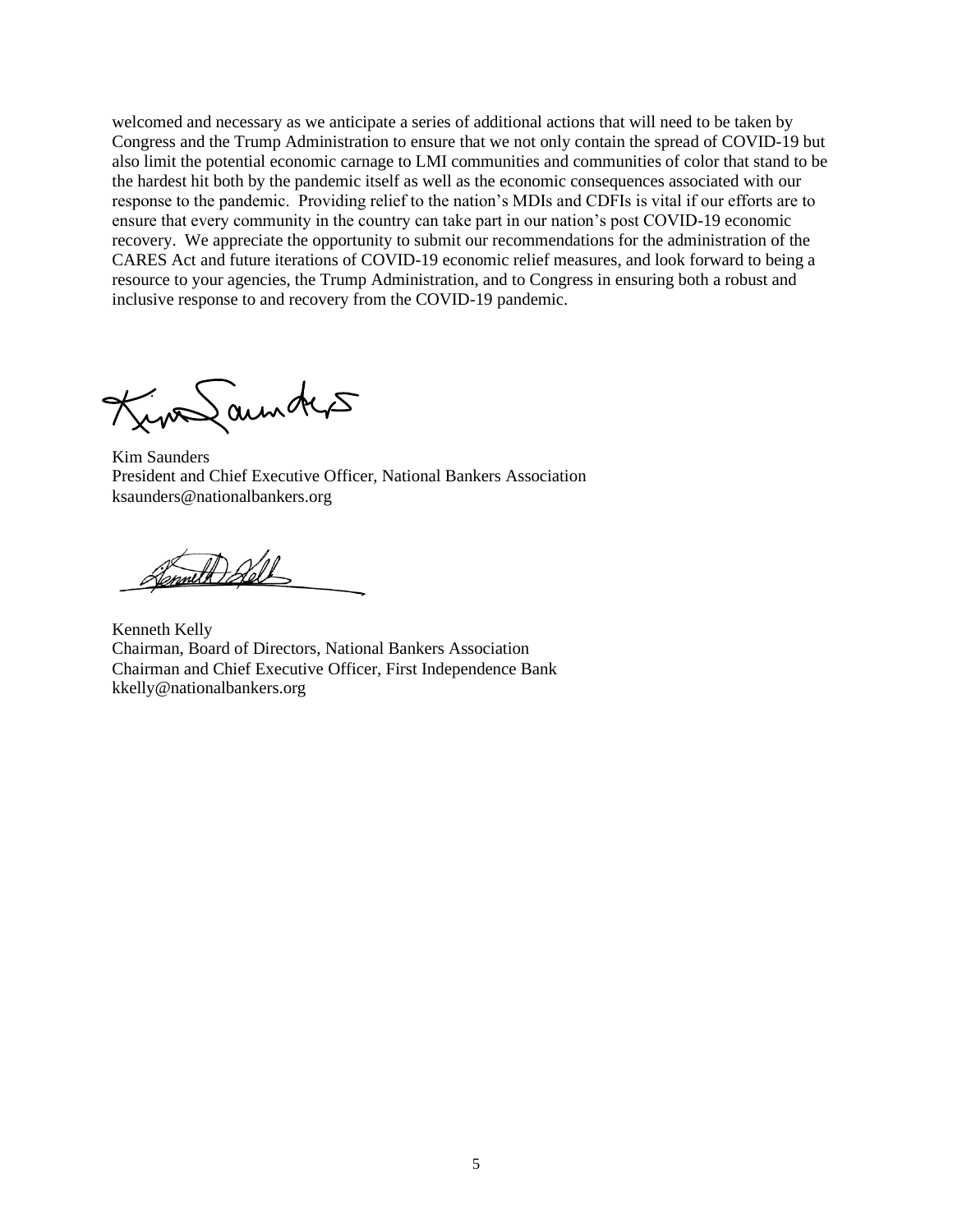welcomed and necessary as we anticipate a series of additional actions that will need to be taken by Congress and the Trump Administration to ensure that we not only contain the spread of COVID-19 but also limit the potential economic carnage to LMI communities and communities of color that stand to be the hardest hit both by the pandemic itself as well as the economic consequences associated with our response to the pandemic. Providing relief to the nation's MDIs and CDFIs is vital if our efforts are to ensure that every community in the country can take part in our nation's post COVID-19 economic recovery. We appreciate the opportunity to submit our recommendations for the administration of the CARES Act and future iterations of COVID-19 economic relief measures, and look forward to being a resource to your agencies, the Trump Administration, and to Congress in ensuring both a robust and inclusive response to and recovery from the COVID-19 pandemic.

Kim Saunders
President and Chief Executive Officer, National Bankers Association
ksaunders@nationalbankers.org

Kenneth Kelly
Chairman, Board of Directors, National Bankers Association
Chairman and Chief Executive Officer, First Independence Bank
kkelly@nationalbankers.org